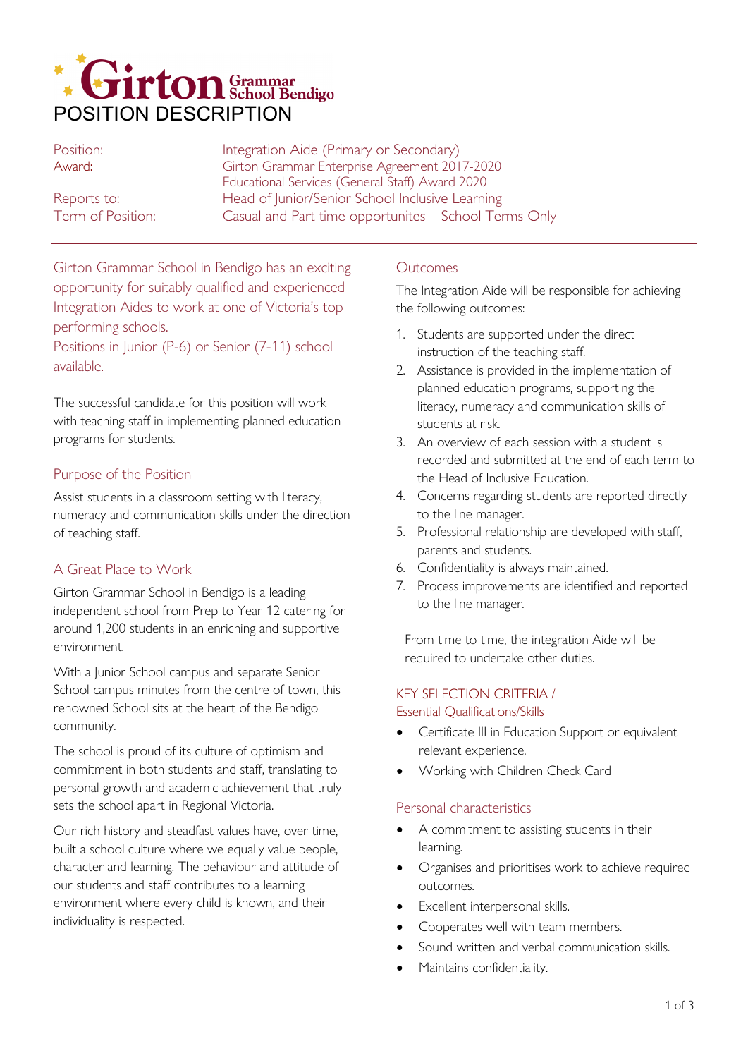# Girton Grammar School Bendigo

# POSITION DESCRIPTION

| | |
|---|---|
| Position: | Integration Aide (Primary or Secondary) |
| Award: | Girton Grammar Enterprise Agreement 2017-2020<br>Educational Services (General Staff) Award 2020 |
| Reports to: | Head of Junior/Senior School Inclusive Learning |
| Term of Position: | Casual and Part time opportunites – School Terms Only |

Girton Grammar School in Bendigo has an exciting opportunity for suitably qualified and experienced Integration Aides to work at one of Victoria's top performing schools.
Positions in Junior (P-6) or Senior (7-11) school available.

The successful candidate for this position will work with teaching staff in implementing planned education programs for students.

## Purpose of the Position

Assist students in a classroom setting with literacy, numeracy and communication skills under the direction of teaching staff.

## A Great Place to Work

Girton Grammar School in Bendigo is a leading independent school from Prep to Year 12 catering for around 1,200 students in an enriching and supportive environment.

With a Junior School campus and separate Senior School campus minutes from the centre of town, this renowned School sits at the heart of the Bendigo community.

The school is proud of its culture of optimism and commitment in both students and staff, translating to personal growth and academic achievement that truly sets the school apart in Regional Victoria.

Our rich history and steadfast values have, over time, built a school culture where we equally value people, character and learning. The behaviour and attitude of our students and staff contributes to a learning environment where every child is known, and their individuality is respected.

## Outcomes

The Integration Aide will be responsible for achieving the following outcomes:

1. Students are supported under the direct instruction of the teaching staff.
2. Assistance is provided in the implementation of planned education programs, supporting the literacy, numeracy and communication skills of students at risk.
3. An overview of each session with a student is recorded and submitted at the end of each term to the Head of Inclusive Education.
4. Concerns regarding students are reported directly to the line manager.
5. Professional relationship are developed with staff, parents and students.
6. Confidentiality is always maintained.
7. Process improvements are identified and reported to the line manager.

From time to time, the integration Aide will be required to undertake other duties.

## KEY SELECTION CRITERIA / Essential Qualifications/Skills

- Certificate III in Education Support or equivalent relevant experience.
- Working with Children Check Card

## Personal characteristics

- A commitment to assisting students in their learning.
- Organises and prioritises work to achieve required outcomes.
- Excellent interpersonal skills.
- Cooperates well with team members.
- Sound written and verbal communication skills.
- Maintains confidentiality.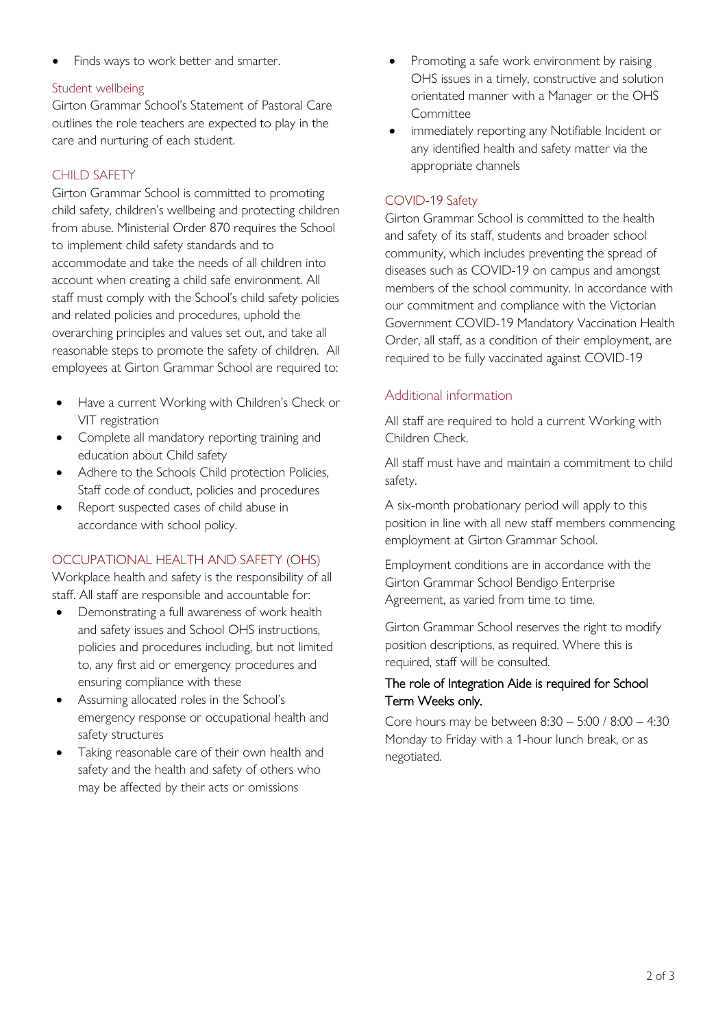- Finds ways to work better and smarter.

### Student wellbeing

Girton Grammar School's Statement of Pastoral Care outlines the role teachers are expected to play in the care and nurturing of each student.

### CHILD SAFETY

Girton Grammar School is committed to promoting child safety, children's wellbeing and protecting children from abuse. Ministerial Order 870 requires the School to implement child safety standards and to accommodate and take the needs of all children into account when creating a child safe environment. All staff must comply with the School's child safety policies and related policies and procedures, uphold the overarching principles and values set out, and take all reasonable steps to promote the safety of children. All employees at Girton Grammar School are required to:

- Have a current Working with Children's Check or VIT registration
- Complete all mandatory reporting training and education about Child safety
- Adhere to the Schools Child protection Policies, Staff code of conduct, policies and procedures
- Report suspected cases of child abuse in accordance with school policy.

### OCCUPATIONAL HEALTH AND SAFETY (OHS)

Workplace health and safety is the responsibility of all staff. All staff are responsible and accountable for:

- Demonstrating a full awareness of work health and safety issues and School OHS instructions, policies and procedures including, but not limited to, any first aid or emergency procedures and ensuring compliance with these
- Assuming allocated roles in the School's emergency response or occupational health and safety structures
- Taking reasonable care of their own health and safety and the health and safety of others who may be affected by their acts or omissions
- Promoting a safe work environment by raising OHS issues in a timely, constructive and solution orientated manner with a Manager or the OHS Committee
- immediately reporting any Notifiable Incident or any identified health and safety matter via the appropriate channels

### COVID-19 Safety

Girton Grammar School is committed to the health and safety of its staff, students and broader school community, which includes preventing the spread of diseases such as COVID-19 on campus and amongst members of the school community. In accordance with our commitment and compliance with the Victorian Government COVID-19 Mandatory Vaccination Health Order, all staff, as a condition of their employment, are required to be fully vaccinated against COVID-19

## Additional information

All staff are required to hold a current Working with Children Check.

All staff must have and maintain a commitment to child safety.

A six-month probationary period will apply to this position in line with all new staff members commencing employment at Girton Grammar School.

Employment conditions are in accordance with the Girton Grammar School Bendigo Enterprise Agreement, as varied from time to time.

Girton Grammar School reserves the right to modify position descriptions, as required. Where this is required, staff will be consulted.

**The role of Integration Aide is required for School Term Weeks only.**

Core hours may be between 8:30 – 5:00 / 8:00 – 4:30 Monday to Friday with a 1-hour lunch break, or as negotiated.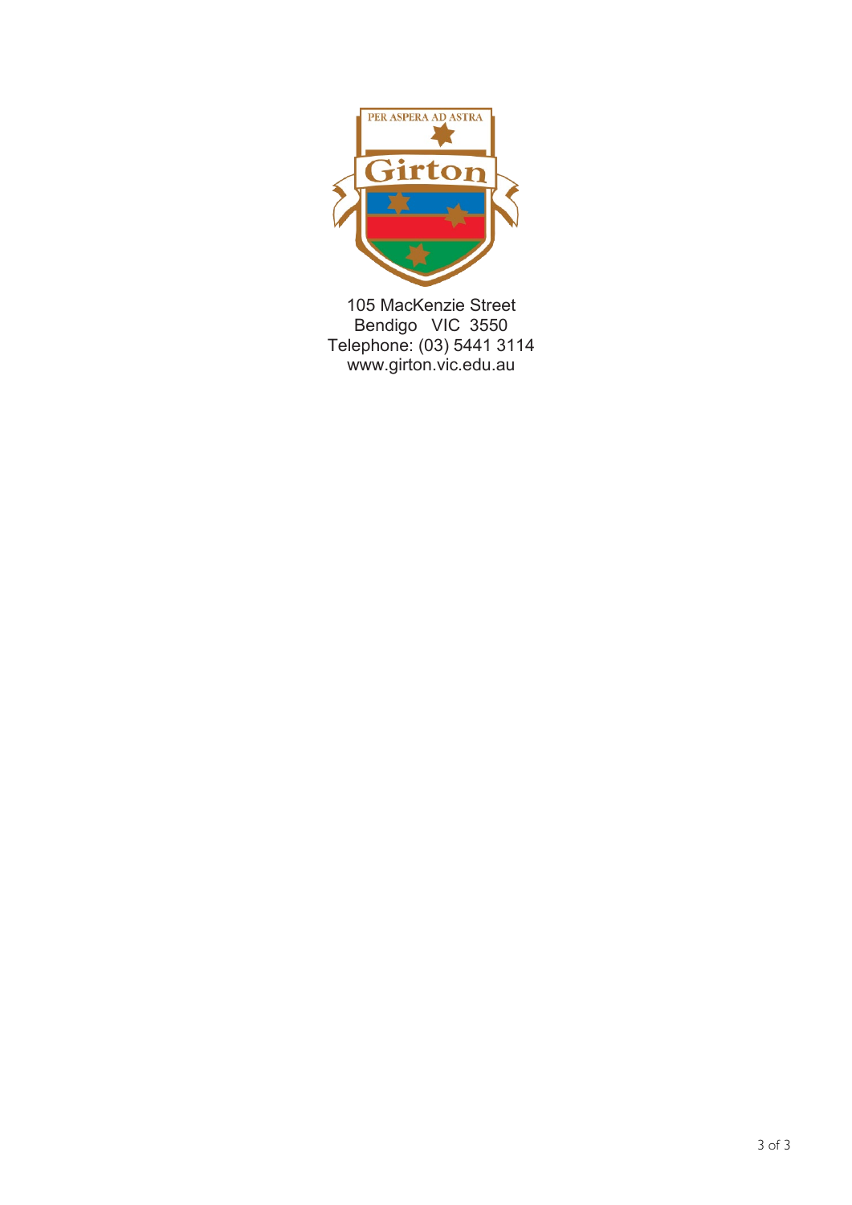PER ASPERA AD ASTRA

Girton

105 MacKenzie Street
Bendigo VIC 3550
Telephone: (03) 5441 3114
www.girton.vic.edu.au